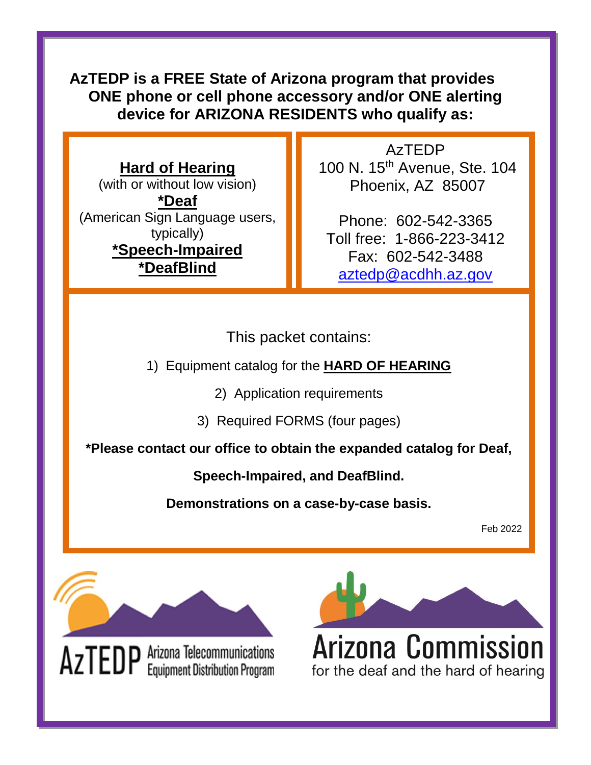**AzTEDP is a FREE State of Arizona program that provides ONE phone or cell phone accessory and/or ONE alerting device for ARIZONA RESIDENTS who qualify as:**

**Hard of Hearing**
(with or without low vision)
***Deaf**
(American Sign Language users, typically)
***Speech-Impaired**
***DeafBlind**

AzTEDP
100 N. 15th Avenue, Ste. 104
Phoenix, AZ 85007

Phone: 602-542-3365
Toll free: 1-866-223-3412
Fax: 602-542-3488
aztedp@acdhh.az.gov

This packet contains:

1) Equipment catalog for the **HARD OF HEARING**
2) Application requirements
3) Required FORMS (four pages)

***Please contact our office to obtain the expanded catalog for Deaf, Speech-Impaired, and DeafBlind.**

**Demonstrations on a case-by-case basis.**

Feb 2022

AzTEDP Arizona Telecommunications Equipment Distribution Program

Arizona Commission for the deaf and the hard of hearing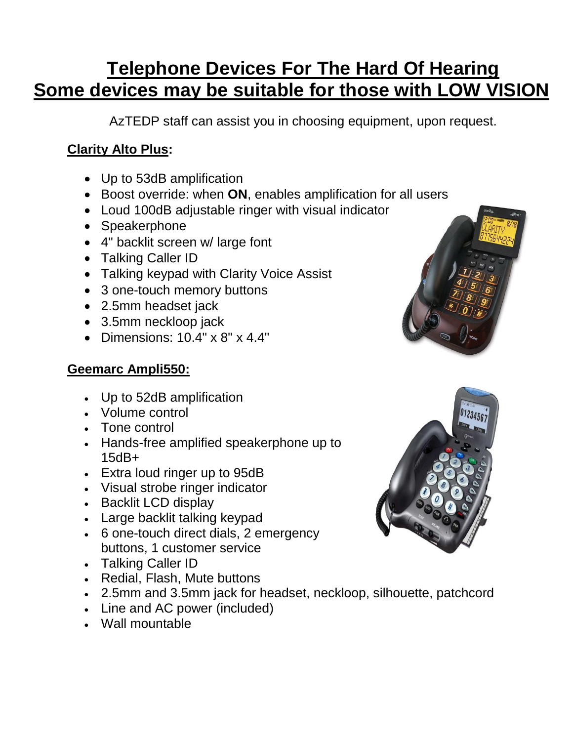# Telephone Devices For The Hard Of Hearing
# Some devices may be suitable for those with LOW VISION

AzTEDP staff can assist you in choosing equipment, upon request.

**Clarity Alto Plus:**

- Up to 53dB amplification
- Boost override: when **ON**, enables amplification for all users
- Loud 100dB adjustable ringer with visual indicator
- Speakerphone
- 4" backlit screen w/ large font
- Talking Caller ID
- Talking keypad with Clarity Voice Assist
- 3 one-touch memory buttons
- 2.5mm headset jack
- 3.5mm neckloop jack
- Dimensions: 10.4" x 8" x 4.4"

**Geemarc Ampli550:**

- Up to 52dB amplification
- Volume control
- Tone control
- Hands-free amplified speakerphone up to 15dB+
- Extra loud ringer up to 95dB
- Visual strobe ringer indicator
- Backlit LCD display
- Large backlit talking keypad
- 6 one-touch direct dials, 2 emergency buttons, 1 customer service
- Talking Caller ID
- Redial, Flash, Mute buttons
- 2.5mm and 3.5mm jack for headset, neckloop, silhouette, patchcord
- Line and AC power (included)
- Wall mountable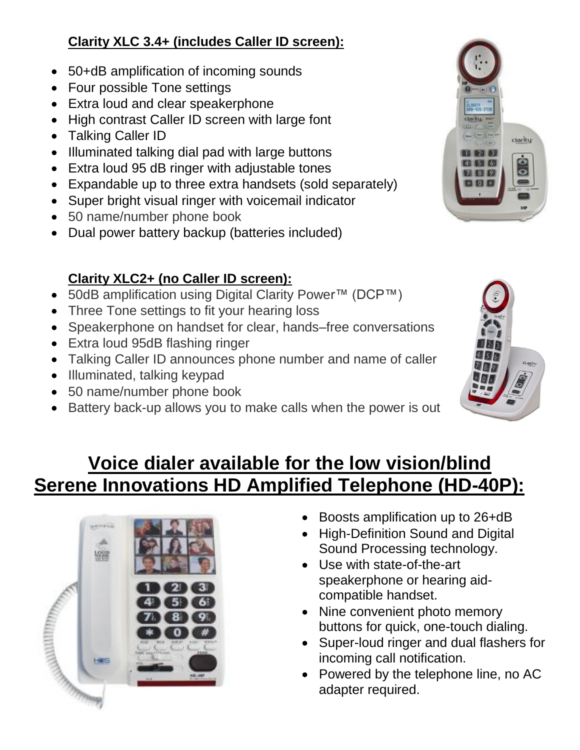**Clarity XLC 3.4+ (includes Caller ID screen):**

- 50+dB amplification of incoming sounds
- Four possible Tone settings
- Extra loud and clear speakerphone
- High contrast Caller ID screen with large font
- Talking Caller ID
- Illuminated talking dial pad with large buttons
- Extra loud 95 dB ringer with adjustable tones
- Expandable up to three extra handsets (sold separately)
- Super bright visual ringer with voicemail indicator
- 50 name/number phone book
- Dual power battery backup (batteries included)

**Clarity XLC2+ (no Caller ID screen):**

- 50dB amplification using Digital Clarity Power™ (DCP™)
- Three Tone settings to fit your hearing loss
- Speakerphone on handset for clear, hands–free conversations
- Extra loud 95dB flashing ringer
- Talking Caller ID announces phone number and name of caller
- Illuminated, talking keypad
- 50 name/number phone book
- Battery back-up allows you to make calls when the power is out

## Voice dialer available for the low vision/blind Serene Innovations HD Amplified Telephone (HD-40P):

- Boosts amplification up to 26+dB
- High-Definition Sound and Digital Sound Processing technology.
- Use with state-of-the-art speakerphone or hearing aid-compatible handset.
- Nine convenient photo memory buttons for quick, one-touch dialing.
- Super-loud ringer and dual flashers for incoming call notification.
- Powered by the telephone line, no AC adapter required.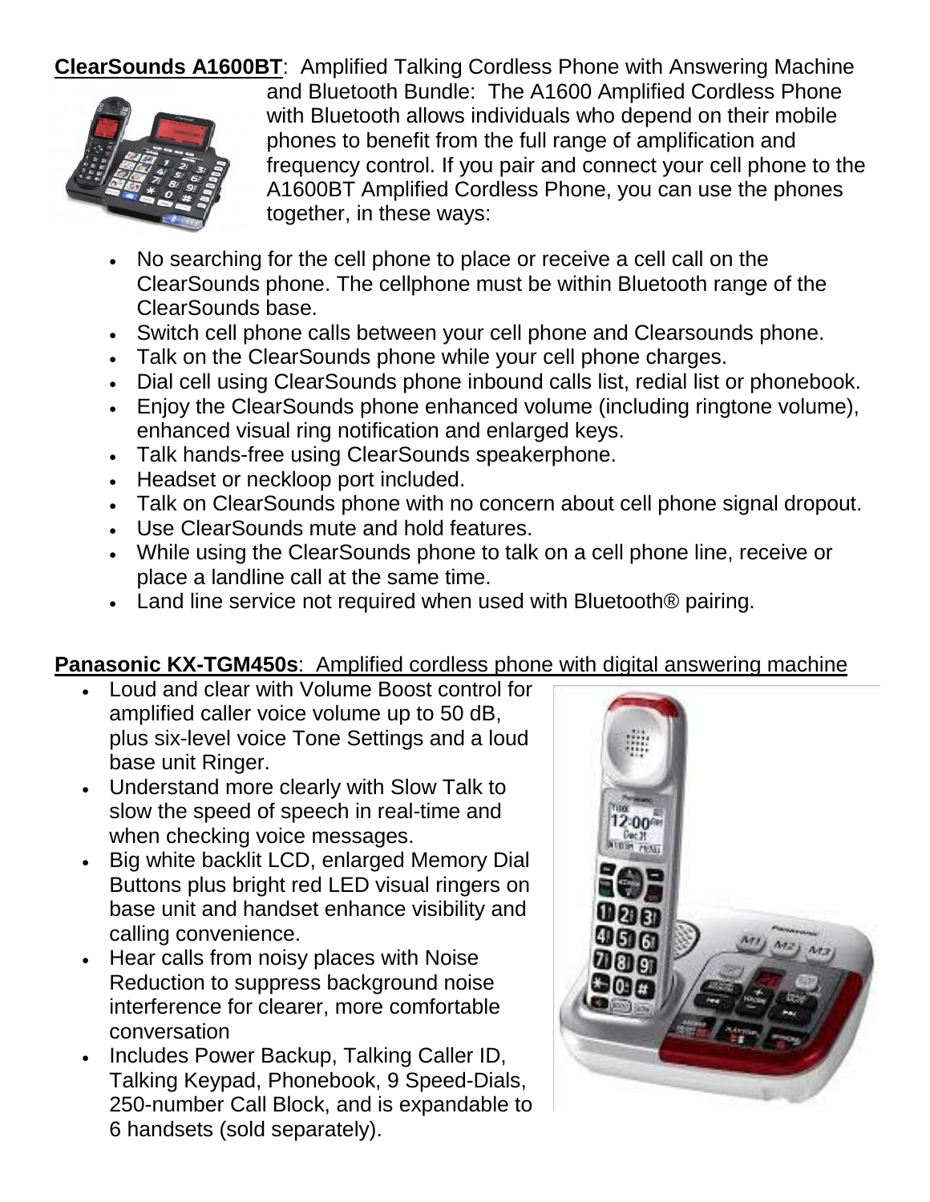**ClearSounds A1600BT**: Amplified Talking Cordless Phone with Answering Machine and Bluetooth Bundle: The A1600 Amplified Cordless Phone with Bluetooth allows individuals who depend on their mobile phones to benefit from the full range of amplification and frequency control. If you pair and connect your cell phone to the A1600BT Amplified Cordless Phone, you can use the phones together, in these ways:

- No searching for the cell phone to place or receive a cell call on the ClearSounds phone. The cellphone must be within Bluetooth range of the ClearSounds base.
- Switch cell phone calls between your cell phone and Clearsounds phone.
- Talk on the ClearSounds phone while your cell phone charges.
- Dial cell using ClearSounds phone inbound calls list, redial list or phonebook.
- Enjoy the ClearSounds phone enhanced volume (including ringtone volume), enhanced visual ring notification and enlarged keys.
- Talk hands-free using ClearSounds speakerphone.
- Headset or neckloop port included.
- Talk on ClearSounds phone with no concern about cell phone signal dropout.
- Use ClearSounds mute and hold features.
- While using the ClearSounds phone to talk on a cell phone line, receive or place a landline call at the same time.
- Land line service not required when used with Bluetooth® pairing.

**Panasonic KX-TGM450s**: Amplified cordless phone with digital answering machine

- Loud and clear with Volume Boost control for amplified caller voice volume up to 50 dB, plus six-level voice Tone Settings and a loud base unit Ringer.
- Understand more clearly with Slow Talk to slow the speed of speech in real-time and when checking voice messages.
- Big white backlit LCD, enlarged Memory Dial Buttons plus bright red LED visual ringers on base unit and handset enhance visibility and calling convenience.
- Hear calls from noisy places with Noise Reduction to suppress background noise interference for clearer, more comfortable conversation
- Includes Power Backup, Talking Caller ID, Talking Keypad, Phonebook, 9 Speed-Dials, 250-number Call Block, and is expandable to 6 handsets (sold separately).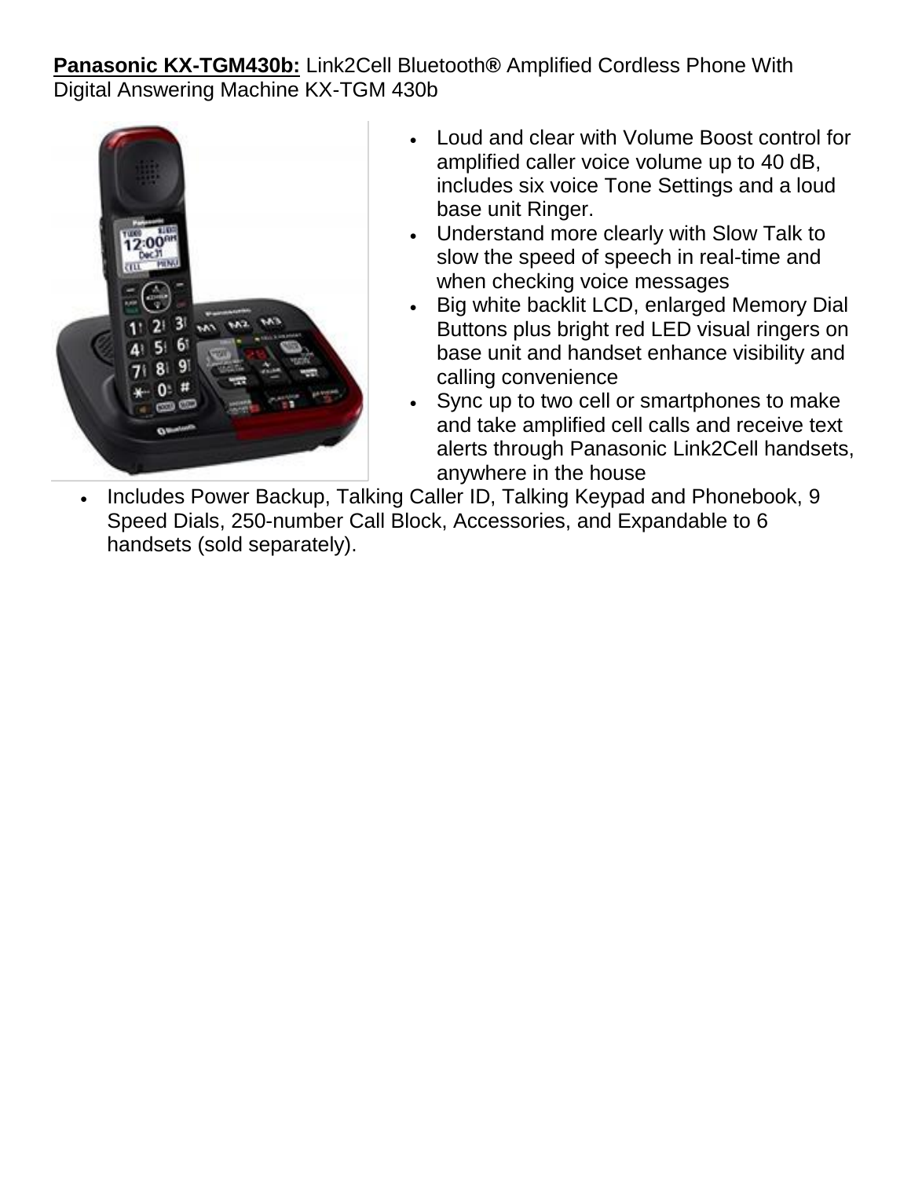**<u>Panasonic KX-TGM430b:</u>** Link2Cell Bluetooth® Amplified Cordless Phone With Digital Answering Machine KX-TGM 430b

- Loud and clear with Volume Boost control for amplified caller voice volume up to 40 dB, includes six voice Tone Settings and a loud base unit Ringer.
- Understand more clearly with Slow Talk to slow the speed of speech in real-time and when checking voice messages
- Big white backlit LCD, enlarged Memory Dial Buttons plus bright red LED visual ringers on base unit and handset enhance visibility and calling convenience
- Sync up to two cell or smartphones to make and take amplified cell calls and receive text alerts through Panasonic Link2Cell handsets, anywhere in the house
- Includes Power Backup, Talking Caller ID, Talking Keypad and Phonebook, 9 Speed Dials, 250-number Call Block, Accessories, and Expandable to 6 handsets (sold separately).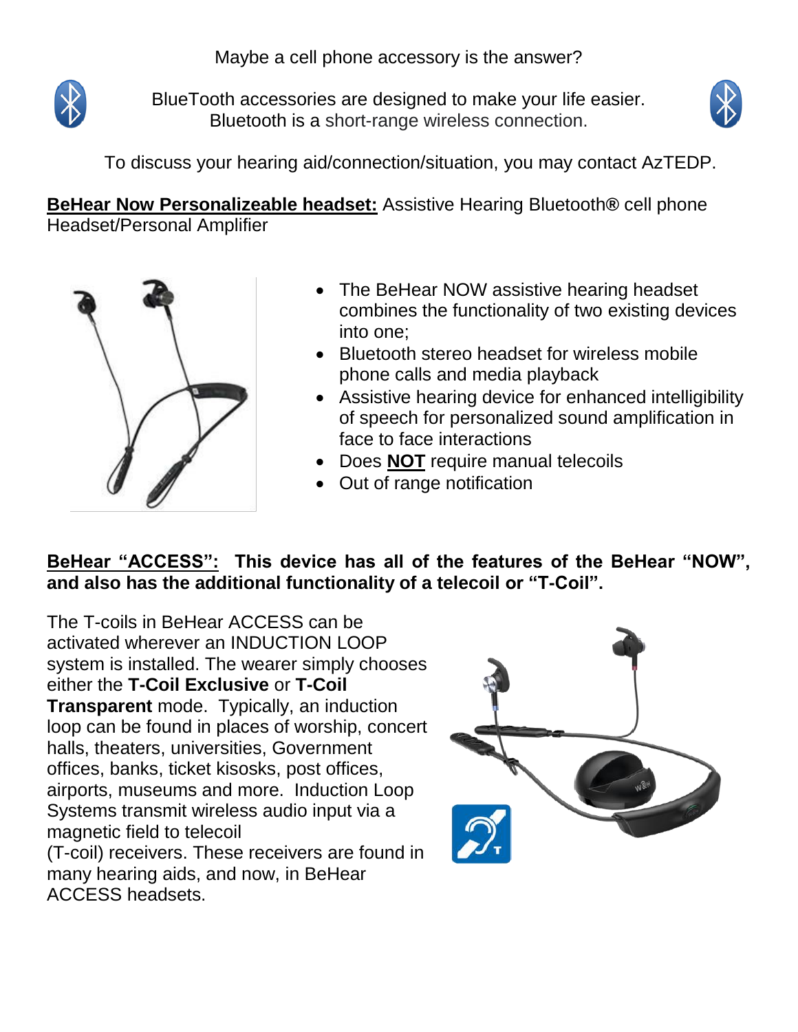Maybe a cell phone accessory is the answer?

BlueTooth accessories are designed to make your life easier. Bluetooth is a short-range wireless connection.

To discuss your hearing aid/connection/situation, you may contact AzTEDP.

**BeHear Now Personalizeable headset:** Assistive Hearing Bluetooth® cell phone Headset/Personal Amplifier

- The BeHear NOW assistive hearing headset combines the functionality of two existing devices into one;
- Bluetooth stereo headset for wireless mobile phone calls and media playback
- Assistive hearing device for enhanced intelligibility of speech for personalized sound amplification in face to face interactions
- Does **NOT** require manual telecoils
- Out of range notification

**BeHear "ACCESS": This device has all of the features of the BeHear "NOW", and also has the additional functionality of a telecoil or "T-Coil".**

The T-coils in BeHear ACCESS can be activated wherever an INDUCTION LOOP system is installed. The wearer simply chooses either the **T-Coil Exclusive** or **T-Coil Transparent** mode. Typically, an induction loop can be found in places of worship, concert halls, theaters, universities, Government offices, banks, ticket kisosks, post offices, airports, museums and more. Induction Loop Systems transmit wireless audio input via a magnetic field to telecoil (T-coil) receivers. These receivers are found in many hearing aids, and now, in BeHear ACCESS headsets.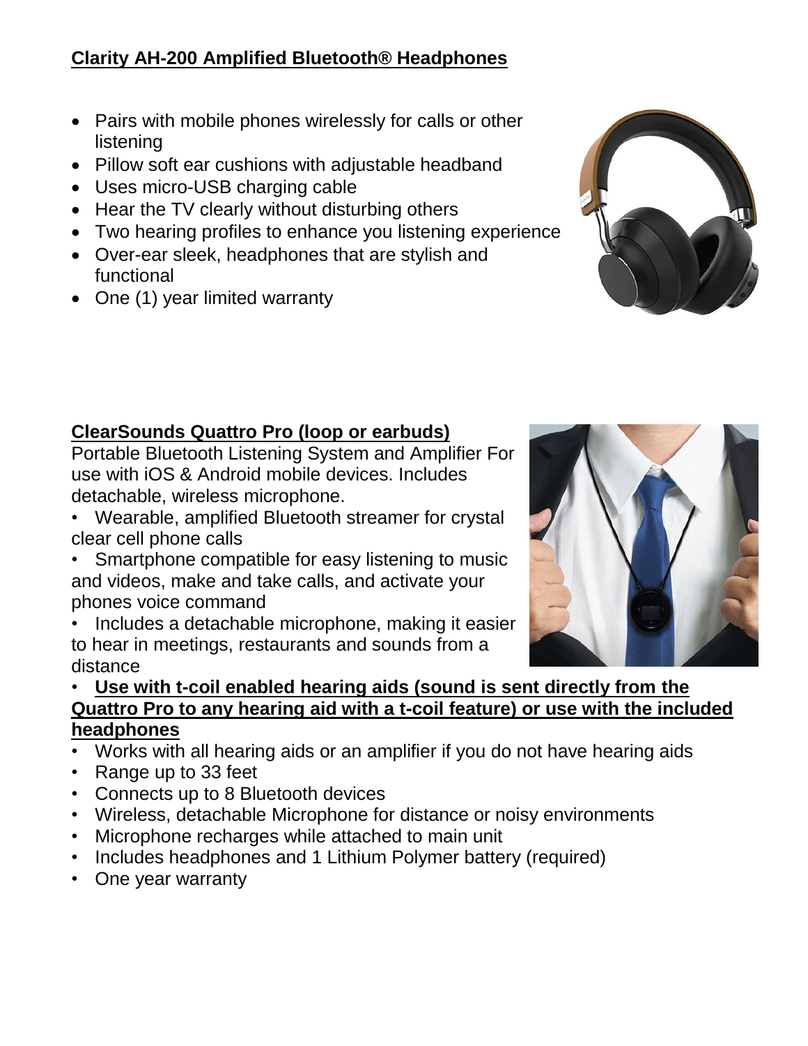**Clarity AH-200 Amplified Bluetooth® Headphones**

- Pairs with mobile phones wirelessly for calls or other listening
- Pillow soft ear cushions with adjustable headband
- Uses micro-USB charging cable
- Hear the TV clearly without disturbing others
- Two hearing profiles to enhance you listening experience
- Over-ear sleek, headphones that are stylish and functional
- One (1) year limited warranty

**ClearSounds Quattro Pro (loop or earbuds)**

Portable Bluetooth Listening System and Amplifier For use with iOS & Android mobile devices. Includes detachable, wireless microphone.

- Wearable, amplified Bluetooth streamer for crystal clear cell phone calls
- Smartphone compatible for easy listening to music and videos, make and take calls, and activate your phones voice command
- Includes a detachable microphone, making it easier to hear in meetings, restaurants and sounds from a distance
- **Use with t-coil enabled hearing aids (sound is sent directly from the Quattro Pro to any hearing aid with a t-coil feature) or use with the included headphones**
- Works with all hearing aids or an amplifier if you do not have hearing aids
- Range up to 33 feet
- Connects up to 8 Bluetooth devices
- Wireless, detachable Microphone for distance or noisy environments
- Microphone recharges while attached to main unit
- Includes headphones and 1 Lithium Polymer battery (required)
- One year warranty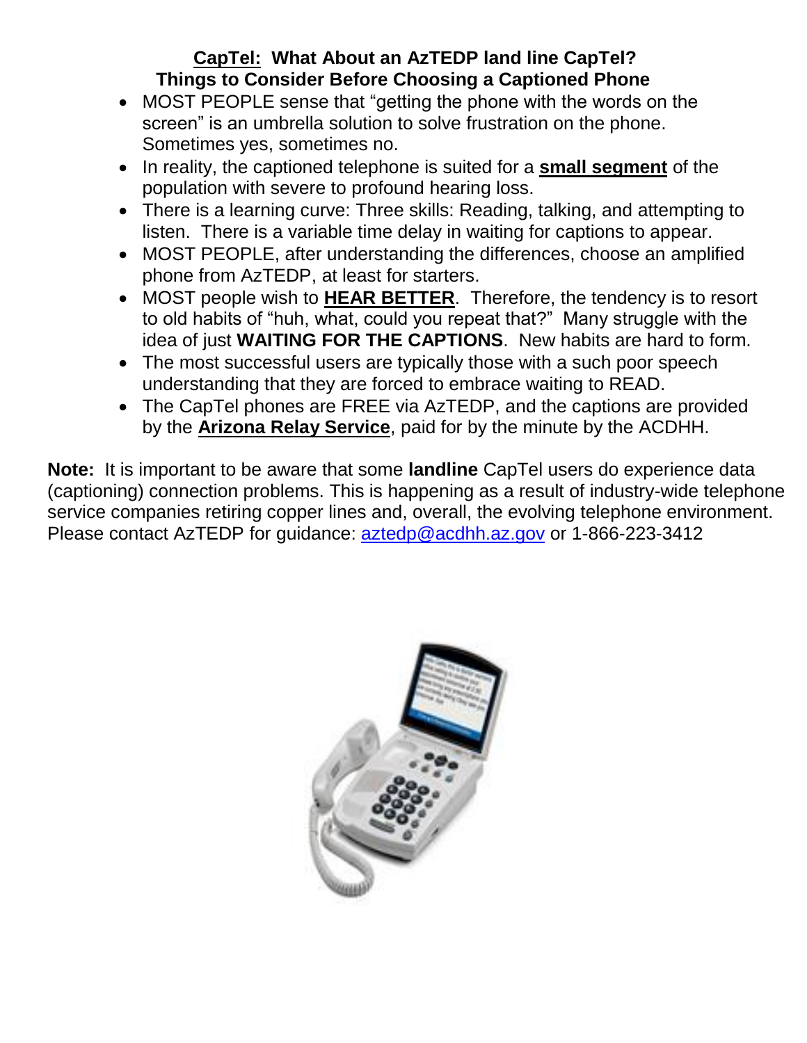**<u>CapTel:</u> What About an AzTEDP land line CapTel?**
**Things to Consider Before Choosing a Captioned Phone**

- MOST PEOPLE sense that “getting the phone with the words on the screen” is an umbrella solution to solve frustration on the phone. Sometimes yes, sometimes no.
- In reality, the captioned telephone is suited for a **<u>small segment</u>** of the population with severe to profound hearing loss.
- There is a learning curve: Three skills: Reading, talking, and attempting to listen. There is a variable time delay in waiting for captions to appear.
- MOST PEOPLE, after understanding the differences, choose an amplified phone from AzTEDP, at least for starters.
- MOST people wish to **<u>HEAR BETTER</u>**. Therefore, the tendency is to resort to old habits of “huh, what, could you repeat that?” Many struggle with the idea of just **WAITING FOR THE CAPTIONS**. New habits are hard to form.
- The most successful users are typically those with a such poor speech understanding that they are forced to embrace waiting to READ.
- The CapTel phones are FREE via AzTEDP, and the captions are provided by the **<u>Arizona Relay Service</u>**, paid for by the minute by the ACDHH.

**Note:** It is important to be aware that some **landline** CapTel users do experience data (captioning) connection problems. This is happening as a result of industry-wide telephone service companies retiring copper lines and, overall, the evolving telephone environment. Please contact AzTEDP for guidance: aztedp@acdhh.az.gov or 1-866-223-3412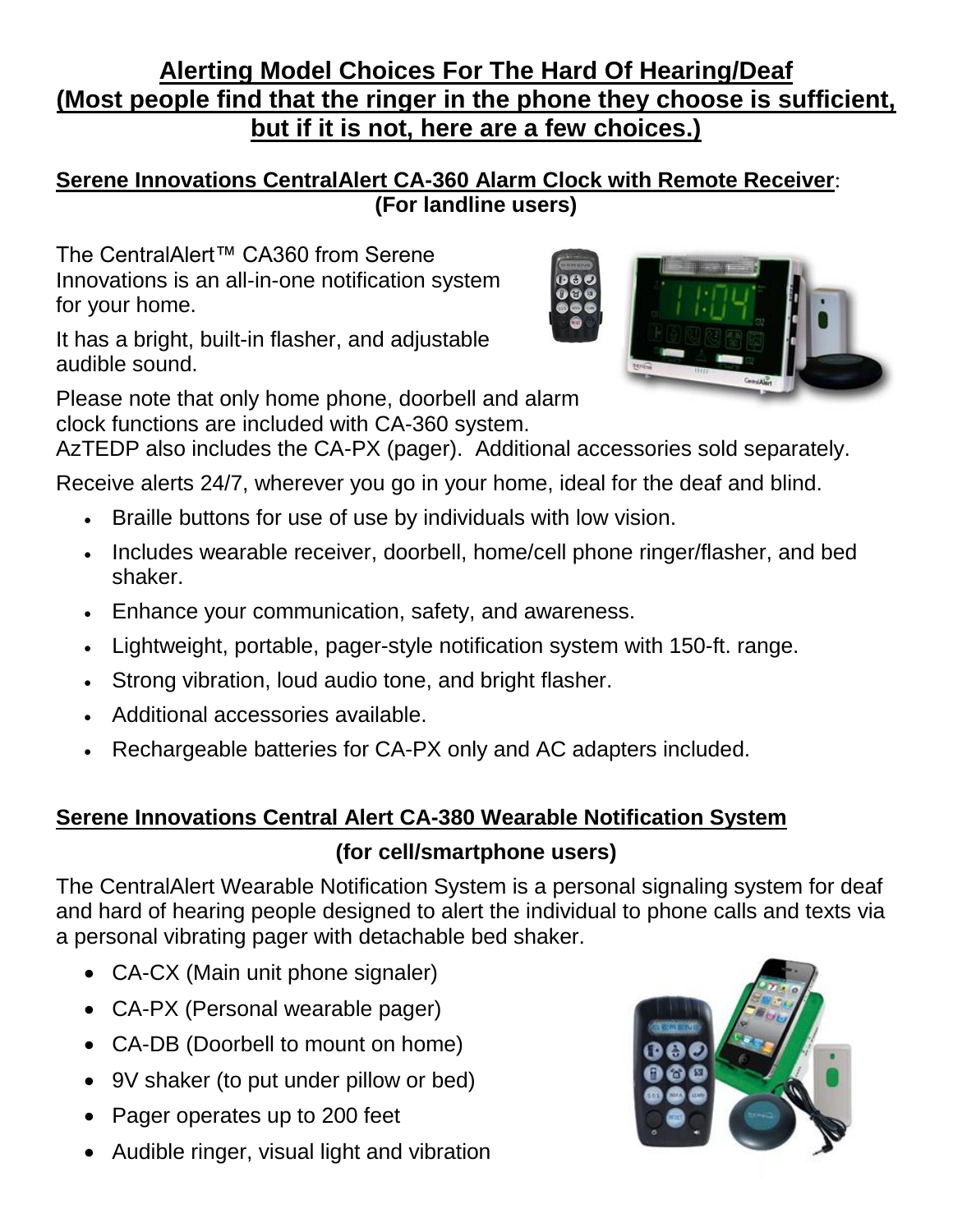# Alerting Model Choices For The Hard Of Hearing/Deaf
# (Most people find that the ringer in the phone they choose is sufficient, but if it is not, here are a few choices.)

## Serene Innovations CentralAlert CA-360 Alarm Clock with Remote Receiver:
**(For landline users)**

The CentralAlert™ CA360 from Serene Innovations is an all-in-one notification system for your home.

It has a bright, built-in flasher, and adjustable audible sound.

Please note that only home phone, doorbell and alarm clock functions are included with CA-360 system. AzTEDP also includes the CA-PX (pager). Additional accessories sold separately.

Receive alerts 24/7, wherever you go in your home, ideal for the deaf and blind.

- Braille buttons for use of use by individuals with low vision.
- Includes wearable receiver, doorbell, home/cell phone ringer/flasher, and bed shaker.
- Enhance your communication, safety, and awareness.
- Lightweight, portable, pager-style notification system with 150-ft. range.
- Strong vibration, loud audio tone, and bright flasher.
- Additional accessories available.
- Rechargeable batteries for CA-PX only and AC adapters included.

## Serene Innovations Central Alert CA-380 Wearable Notification System
**(for cell/smartphone users)**

The CentralAlert Wearable Notification System is a personal signaling system for deaf and hard of hearing people designed to alert the individual to phone calls and texts via a personal vibrating pager with detachable bed shaker.

- CA-CX (Main unit phone signaler)
- CA-PX (Personal wearable pager)
- CA-DB (Doorbell to mount on home)
- 9V shaker (to put under pillow or bed)
- Pager operates up to 200 feet
- Audible ringer, visual light and vibration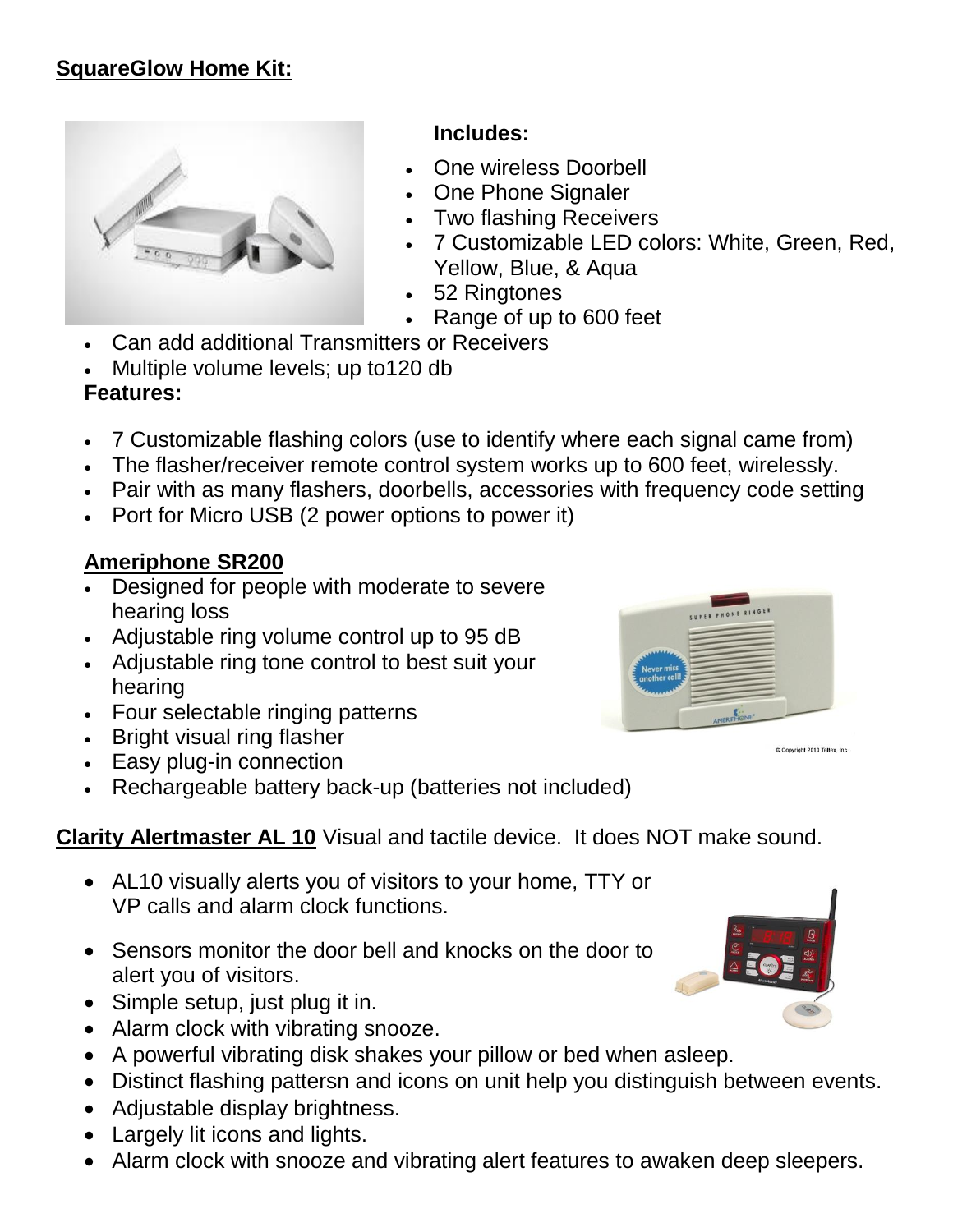**<u>SquareGlow Home Kit:</u>**

**Includes:**

- One wireless Doorbell
- One Phone Signaler
- Two flashing Receivers
- 7 Customizable LED colors: White, Green, Red, Yellow, Blue, & Aqua
- 52 Ringtones
- Range of up to 600 feet
- Can add additional Transmitters or Receivers
- Multiple volume levels; up to120 db

**Features:**

- 7 Customizable flashing colors (use to identify where each signal came from)
- The flasher/receiver remote control system works up to 600 feet, wirelessly.
- Pair with as many flashers, doorbells, accessories with frequency code setting
- Port for Micro USB (2 power options to power it)

**<u>Ameriphone SR200</u>**

- Designed for people with moderate to severe hearing loss
- Adjustable ring volume control up to 95 dB
- Adjustable ring tone control to best suit your hearing
- Four selectable ringing patterns
- Bright visual ring flasher
- Easy plug-in connection
- Rechargeable battery back-up (batteries not included)

© Copyright 2010 Teltex, Inc.

**<u>Clarity Alertmaster AL 10</u>** Visual and tactile device. It does NOT make sound.

- AL10 visually alerts you of visitors to your home, TTY or VP calls and alarm clock functions.
- Sensors monitor the door bell and knocks on the door to alert you of visitors.
- Simple setup, just plug it in.
- Alarm clock with vibrating snooze.
- A powerful vibrating disk shakes your pillow or bed when asleep.
- Distinct flashing pattersn and icons on unit help you distinguish between events.
- Adjustable display brightness.
- Largely lit icons and lights.
- Alarm clock with snooze and vibrating alert features to awaken deep sleepers.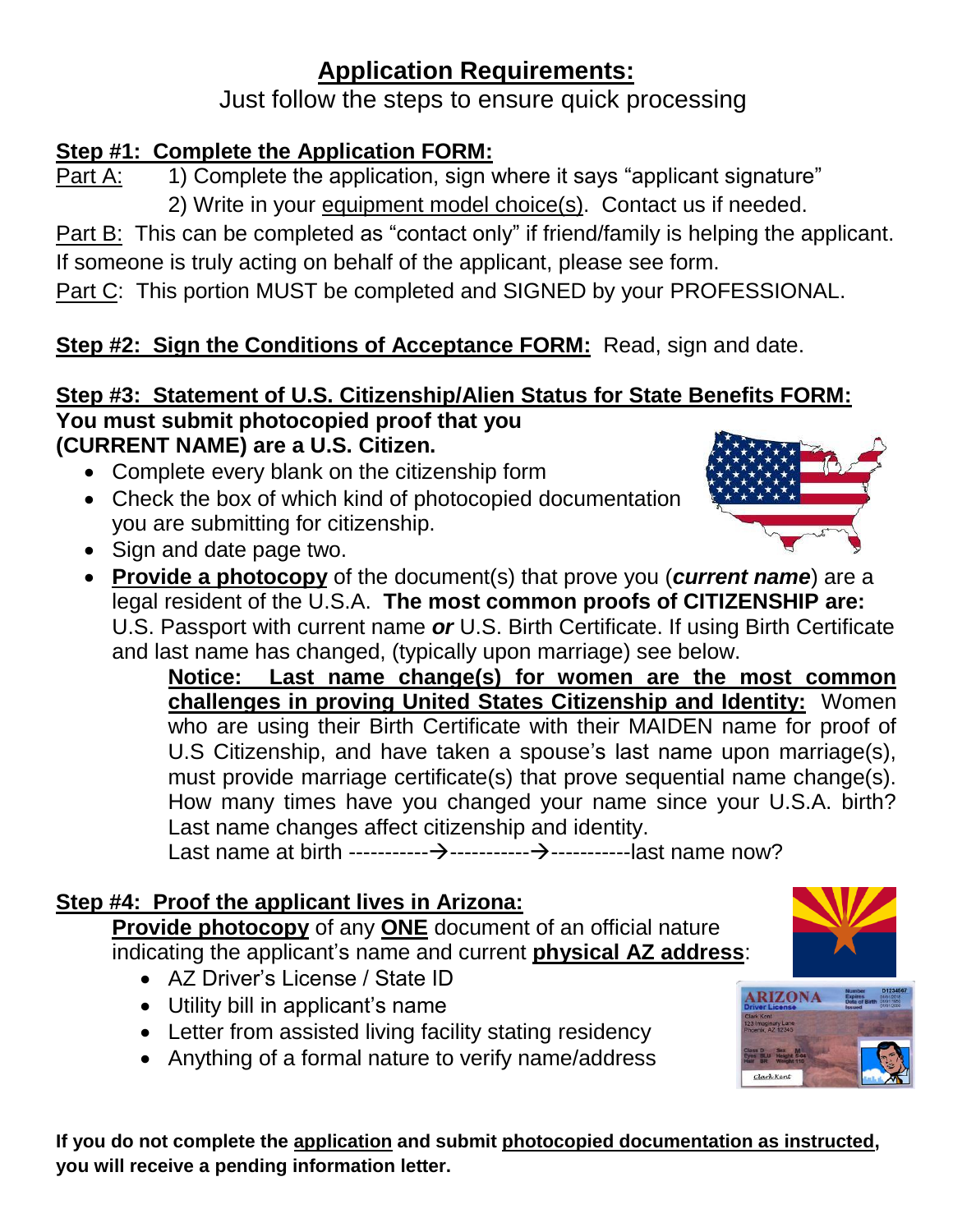# Application Requirements:

Just follow the steps to ensure quick processing

**Step #1: Complete the Application FORM:**

Part A: 1) Complete the application, sign where it says "applicant signature"

2) Write in your equipment model choice(s). Contact us if needed.

Part B: This can be completed as "contact only" if friend/family is helping the applicant. If someone is truly acting on behalf of the applicant, please see form.

Part C: This portion MUST be completed and SIGNED by your PROFESSIONAL.

**Step #2: Sign the Conditions of Acceptance FORM:** Read, sign and date.

**Step #3: Statement of U.S. Citizenship/Alien Status for State Benefits FORM:**

**You must submit photocopied proof that you (CURRENT NAME) are a U.S. Citizen.**

- Complete every blank on the citizenship form
- Check the box of which kind of photocopied documentation you are submitting for citizenship.
- Sign and date page two.
- **Provide a photocopy** of the document(s) that prove you (***current name***) are a legal resident of the U.S.A. **The most common proofs of CITIZENSHIP are:** U.S. Passport with current name ***or*** U.S. Birth Certificate. If using Birth Certificate and last name has changed, (typically upon marriage) see below.

  **Notice: Last name change(s) for women are the most common challenges in proving United States Citizenship and Identity:** Women who are using their Birth Certificate with their MAIDEN name for proof of U.S Citizenship, and have taken a spouse's last name upon marriage(s), must provide marriage certificate(s) that prove sequential name change(s). How many times have you changed your name since your U.S.A. birth? Last name changes affect citizenship and identity.

  Last name at birth -----------→-----------→-----------last name now?

**Step #4: Proof the applicant lives in Arizona:**

**Provide photocopy** of any **ONE** document of an official nature indicating the applicant's name and current **physical AZ address**:

- AZ Driver's License / State ID
- Utility bill in applicant's name
- Letter from assisted living facility stating residency
- Anything of a formal nature to verify name/address

**If you do not complete the application and submit photocopied documentation as instructed, you will receive a pending information letter.**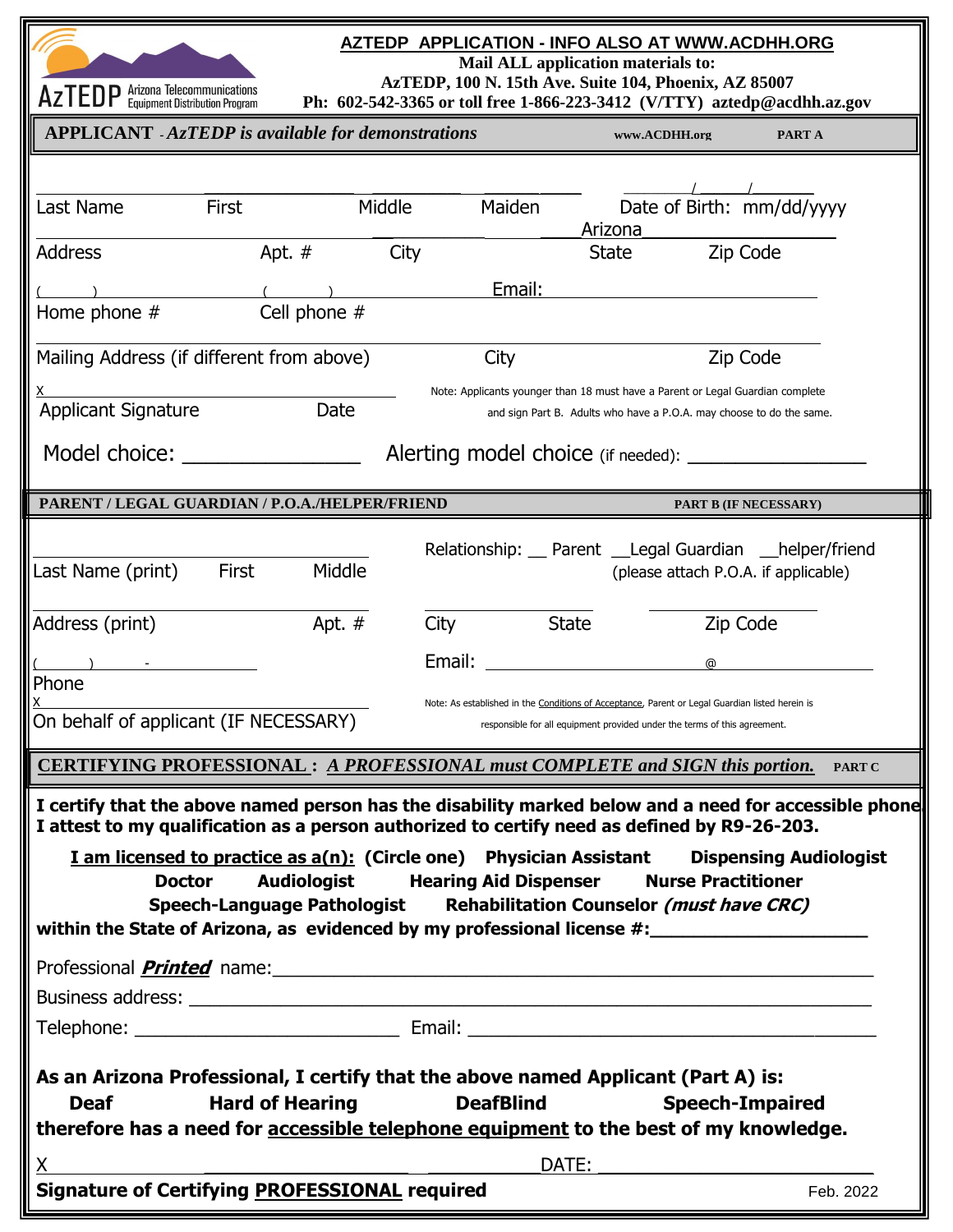AzTEDP Arizona Telecommunications Equipment Distribution Program

## AZTEDP APPLICATION - INFO ALSO AT WWW.ACDHH.ORG

**Mail ALL application materials to:**
**AzTEDP, 100 N. 15th Ave. Suite 104, Phoenix, AZ 85007**
**Ph: 602-542-3365 or toll free 1-866-223-3412 (V/TTY) aztedp@acdhh.az.gov**

### APPLICANT - *AzTEDP is available for demonstrations* — www.ACDHH.org — PART A

Last Name ____ First ____ Middle ____ Maiden ____ Date of Birth: mm/dd/yyyy ___/___/_____

Address ____ Apt. # ____ City ____ State Arizona ____ Zip Code ____

Home phone # (    ) ____ Cell phone # (    ) ____ Email: ____

Mailing Address (if different from above) ____ City ____ Zip Code ____

X ____ Applicant Signature ____ Date ____

Note: Applicants younger than 18 must have a Parent or Legal Guardian complete and sign Part B. Adults who have a P.O.A. may choose to do the same.

Model choice: ________________ Alerting model choice (if needed): ________________

### PARENT / LEGAL GUARDIAN / P.O.A./HELPER/FRIEND — PART B (IF NECESSARY)

Last Name (print) ____ First ____ Middle ____

Relationship: __ Parent __Legal Guardian __helper/friend (please attach P.O.A. if applicable)

Address (print) ____ Apt. # ____ City ____ State ____ Zip Code ____

Phone (    ) - ____ Email: ____ @ ____

X ____ On behalf of applicant (IF NECESSARY)

Note: As established in the Conditions of Acceptance, Parent or Legal Guardian listed herein is responsible for all equipment provided under the terms of this agreement.

### CERTIFYING PROFESSIONAL : *A PROFESSIONAL must COMPLETE and SIGN this portion.* — PART C

**I certify that the above named person has the disability marked below and a need for accessible phone. I attest to my qualification as a person authorized to certify need as defined by R9-26-203.**

**I am licensed to practice as a(n): (Circle one) Physician Assistant Dispensing Audiologist Doctor Audiologist Hearing Aid Dispenser Nurse Practitioner Speech-Language Pathologist Rehabilitation Counselor *(must have CRC)***
**within the State of Arizona, as evidenced by my professional license #:____________________**

Professional ***Printed*** name:____________________

Business address: ____________________

Telephone: ____________________ Email: ____________________

**As an Arizona Professional, I certify that the above named Applicant (Part A) is:**
**Deaf Hard of Hearing DeafBlind Speech-Impaired**
**therefore has a need for accessible telephone equipment to the best of my knowledge.**

X ____________________ DATE: ____________________

**Signature of Certifying PROFESSIONAL required**

Feb. 2022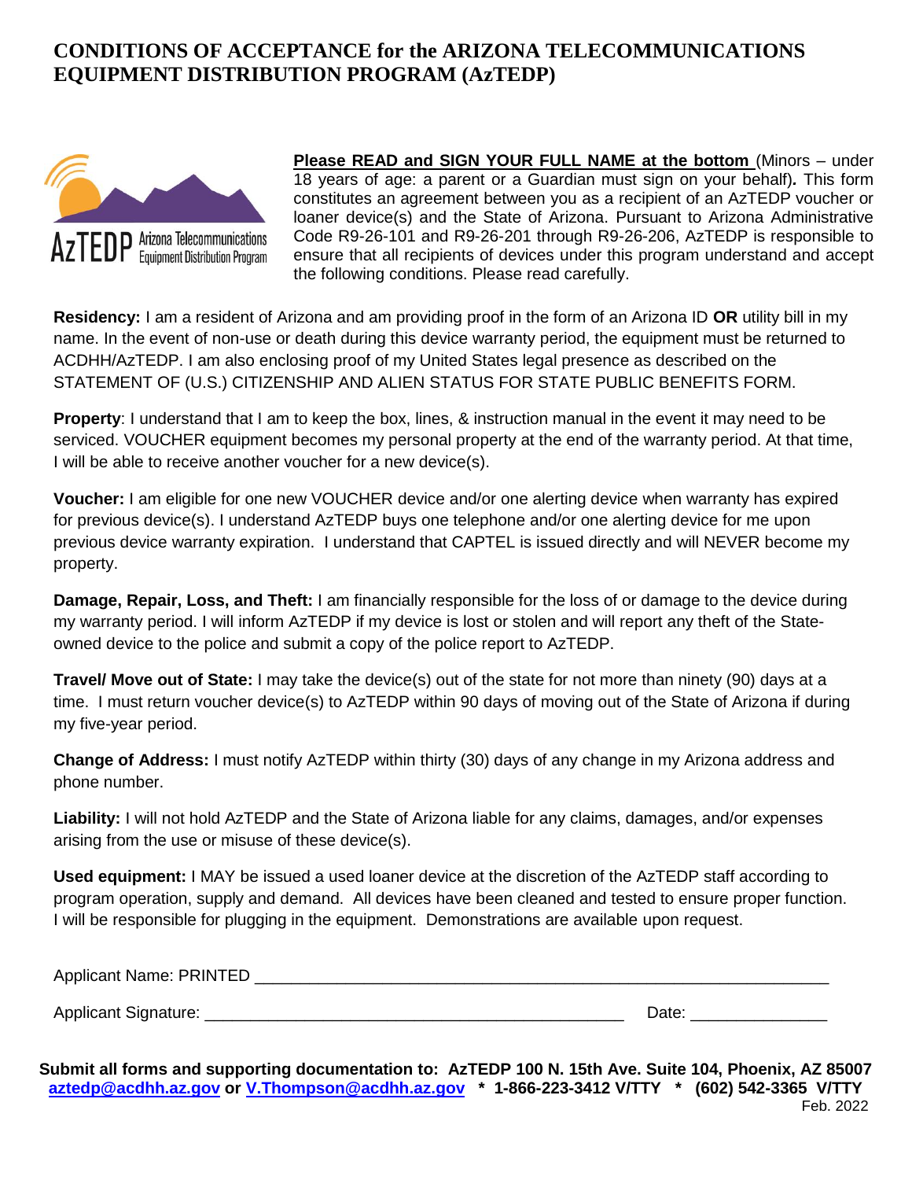# CONDITIONS OF ACCEPTANCE for the ARIZONA TELECOMMUNICATIONS EQUIPMENT DISTRIBUTION PROGRAM (AzTEDP)

AzTEDP Arizona Telecommunications Equipment Distribution Program

**Please READ and SIGN YOUR FULL NAME at the bottom** (Minors – under 18 years of age: a parent or a Guardian must sign on your behalf)**.** This form constitutes an agreement between you as a recipient of an AzTEDP voucher or loaner device(s) and the State of Arizona. Pursuant to Arizona Administrative Code R9-26-101 and R9-26-201 through R9-26-206, AzTEDP is responsible to ensure that all recipients of devices under this program understand and accept the following conditions. Please read carefully.

**Residency:** I am a resident of Arizona and am providing proof in the form of an Arizona ID **OR** utility bill in my name. In the event of non-use or death during this device warranty period, the equipment must be returned to ACDHH/AzTEDP. I am also enclosing proof of my United States legal presence as described on the STATEMENT OF (U.S.) CITIZENSHIP AND ALIEN STATUS FOR STATE PUBLIC BENEFITS FORM.

**Property**: I understand that I am to keep the box, lines, & instruction manual in the event it may need to be serviced. VOUCHER equipment becomes my personal property at the end of the warranty period. At that time, I will be able to receive another voucher for a new device(s).

**Voucher:** I am eligible for one new VOUCHER device and/or one alerting device when warranty has expired for previous device(s). I understand AzTEDP buys one telephone and/or one alerting device for me upon previous device warranty expiration. I understand that CAPTEL is issued directly and will NEVER become my property.

**Damage, Repair, Loss, and Theft:** I am financially responsible for the loss of or damage to the device during my warranty period. I will inform AzTEDP if my device is lost or stolen and will report any theft of the State-owned device to the police and submit a copy of the police report to AzTEDP.

**Travel/ Move out of State:** I may take the device(s) out of the state for not more than ninety (90) days at a time. I must return voucher device(s) to AzTEDP within 90 days of moving out of the State of Arizona if during my five-year period.

**Change of Address:** I must notify AzTEDP within thirty (30) days of any change in my Arizona address and phone number.

**Liability:** I will not hold AzTEDP and the State of Arizona liable for any claims, damages, and/or expenses arising from the use or misuse of these device(s).

**Used equipment:** I MAY be issued a used loaner device at the discretion of the AzTEDP staff according to program operation, supply and demand. All devices have been cleaned and tested to ensure proper function. I will be responsible for plugging in the equipment. Demonstrations are available upon request.

Applicant Name: PRINTED ______________________________________________________________

Applicant Signature: _____________________________________________ Date: ______________

**Submit all forms and supporting documentation to: AzTEDP 100 N. 15th Ave. Suite 104, Phoenix, AZ 85007**
**aztedp@acdhh.az.gov or V.Thompson@acdhh.az.gov * 1-866-223-3412 V/TTY * (602) 542-3365 V/TTY**

Feb. 2022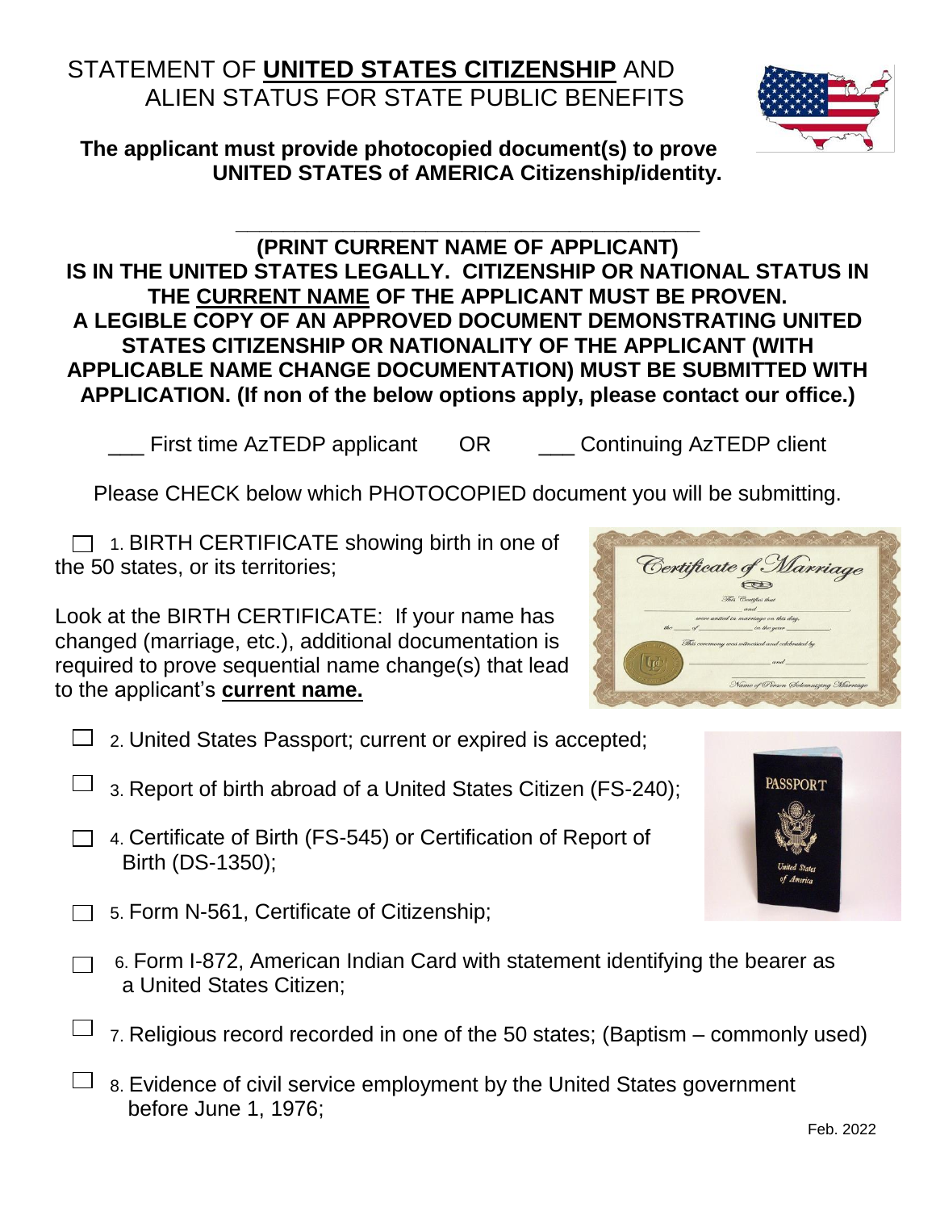# STATEMENT OF **UNITED STATES CITIZENSHIP** AND ALIEN STATUS FOR STATE PUBLIC BENEFITS

**The applicant must provide photocopied document(s) to prove UNITED STATES of AMERICA Citizenship/identity.**

\_\_\_\_\_\_\_\_\_\_\_\_\_\_\_\_\_\_\_\_\_\_\_\_\_\_\_\_\_\_\_\_\_\_\_\_\_\_\_\_\_\_

**(PRINT CURRENT NAME OF APPLICANT)**

**IS IN THE UNITED STATES LEGALLY. CITIZENSHIP OR NATIONAL STATUS IN THE CURRENT NAME OF THE APPLICANT MUST BE PROVEN. A LEGIBLE COPY OF AN APPROVED DOCUMENT DEMONSTRATING UNITED STATES CITIZENSHIP OR NATIONALITY OF THE APPLICANT (WITH APPLICABLE NAME CHANGE DOCUMENTATION) MUST BE SUBMITTED WITH APPLICATION. (If non of the below options apply, please contact our office.)**

\_\_\_ First time AzTEDP applicant OR \_\_\_ Continuing AzTEDP client

Please CHECK below which PHOTOCOPIED document you will be submitting.

☐ 1. BIRTH CERTIFICATE showing birth in one of the 50 states, or its territories;

Look at the BIRTH CERTIFICATE: If your name has changed (marriage, etc.), additional documentation is required to prove sequential name change(s) that lead to the applicant's **current name.**

☐ 2. United States Passport; current or expired is accepted;

☐ 3. Report of birth abroad of a United States Citizen (FS-240);

☐ 4. Certificate of Birth (FS-545) or Certification of Report of Birth (DS-1350);

☐ 5. Form N-561, Certificate of Citizenship;

☐ 6. Form I-872, American Indian Card with statement identifying the bearer as a United States Citizen;

☐ 7. Religious record recorded in one of the 50 states; (Baptism – commonly used)

☐ 8. Evidence of civil service employment by the United States government before June 1, 1976;

Feb. 2022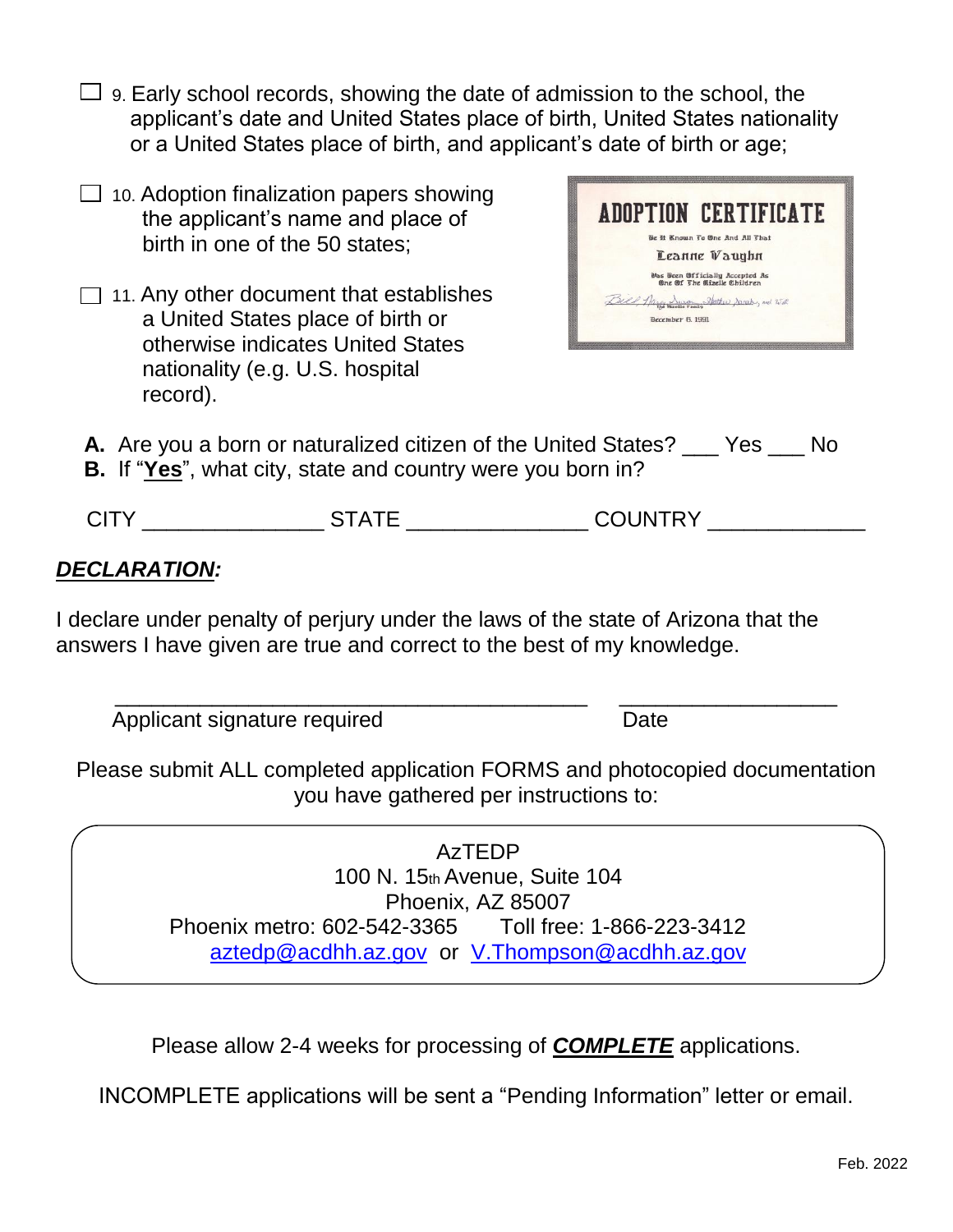☐ 9. Early school records, showing the date of admission to the school, the applicant's date and United States place of birth, United States nationality or a United States place of birth, and applicant's date of birth or age;

☐ 10. Adoption finalization papers showing the applicant's name and place of birth in one of the 50 states;

☐ 11. Any other document that establishes a United States place of birth or otherwise indicates United States nationality (e.g. U.S. hospital record).

**A.** Are you a born or naturalized citizen of the United States? ___ Yes ___ No

**B.** If "**Yes**", what city, state and country were you born in?

CITY _______________ STATE _______________ COUNTRY _____________

## ***DECLARATION:***

I declare under penalty of perjury under the laws of the state of Arizona that the answers I have given are true and correct to the best of my knowledge.

_________________________________________ ___________________

Applicant signature required Date

Please submit ALL completed application FORMS and photocopied documentation you have gathered per instructions to:

AzTEDP
100 N. 15th Avenue, Suite 104
Phoenix, AZ 85007
Phoenix metro: 602-542-3365 Toll free: 1-866-223-3412
aztedp@acdhh.az.gov or V.Thompson@acdhh.az.gov

Please allow 2-4 weeks for processing of ***COMPLETE*** applications.

INCOMPLETE applications will be sent a "Pending Information" letter or email.

Feb. 2022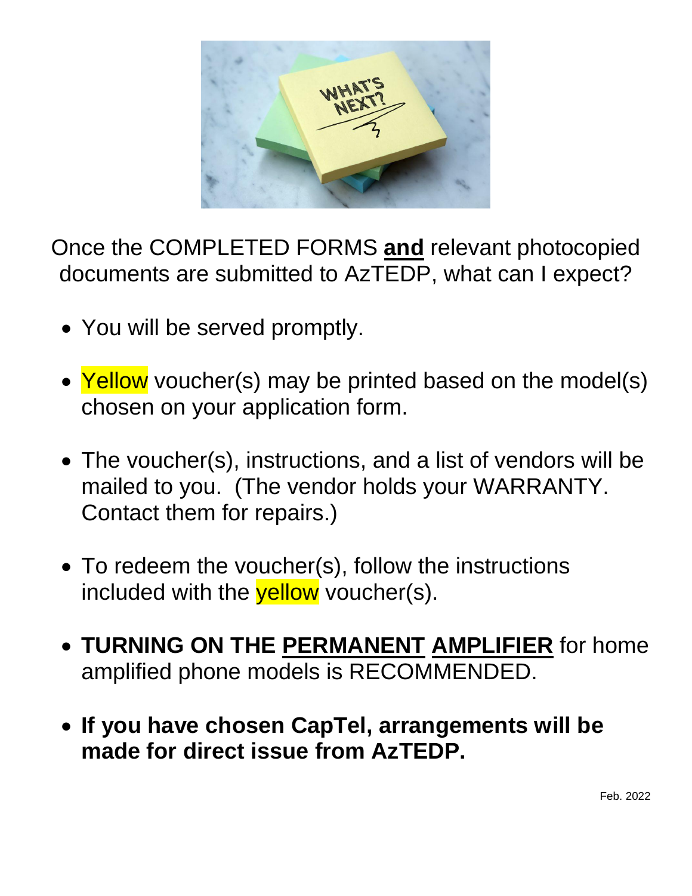Once the COMPLETED FORMS **and** relevant photocopied documents are submitted to AzTEDP, what can I expect?

- You will be served promptly.
- Yellow voucher(s) may be printed based on the model(s) chosen on your application form.
- The voucher(s), instructions, and a list of vendors will be mailed to you. (The vendor holds your WARRANTY. Contact them for repairs.)
- To redeem the voucher(s), follow the instructions included with the yellow voucher(s).
- **TURNING ON THE PERMANENT AMPLIFIER** for home amplified phone models is RECOMMENDED.
- **If you have chosen CapTel, arrangements will be made for direct issue from AzTEDP.**

Feb. 2022